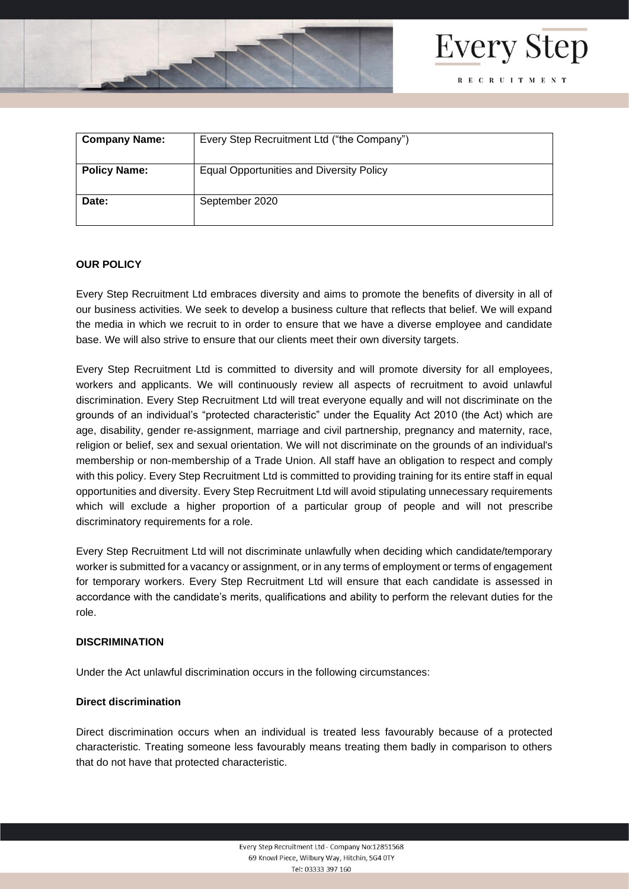| **Company Name:** | Every Step Recruitment Ltd ("the Company") |
| --- | --- |
| **Policy Name:** | Equal Opportunities and Diversity Policy |
| **Date:** | September 2020 |

**OUR POLICY**

Every Step Recruitment Ltd embraces diversity and aims to promote the benefits of diversity in all of our business activities. We seek to develop a business culture that reflects that belief. We will expand the media in which we recruit to in order to ensure that we have a diverse employee and candidate base. We will also strive to ensure that our clients meet their own diversity targets.

Every Step Recruitment Ltd is committed to diversity and will promote diversity for all employees, workers and applicants. We will continuously review all aspects of recruitment to avoid unlawful discrimination. Every Step Recruitment Ltd will treat everyone equally and will not discriminate on the grounds of an individual's "protected characteristic" under the Equality Act 2010 (the Act) which are age, disability, gender re-assignment, marriage and civil partnership, pregnancy and maternity, race, religion or belief, sex and sexual orientation. We will not discriminate on the grounds of an individual's membership or non-membership of a Trade Union. All staff have an obligation to respect and comply with this policy. Every Step Recruitment Ltd is committed to providing training for its entire staff in equal opportunities and diversity. Every Step Recruitment Ltd will avoid stipulating unnecessary requirements which will exclude a higher proportion of a particular group of people and will not prescribe discriminatory requirements for a role.

Every Step Recruitment Ltd will not discriminate unlawfully when deciding which candidate/temporary worker is submitted for a vacancy or assignment, or in any terms of employment or terms of engagement for temporary workers. Every Step Recruitment Ltd will ensure that each candidate is assessed in accordance with the candidate's merits, qualifications and ability to perform the relevant duties for the role.

**DISCRIMINATION**

Under the Act unlawful discrimination occurs in the following circumstances:

**Direct discrimination**

Direct discrimination occurs when an individual is treated less favourably because of a protected characteristic. Treating someone less favourably means treating them badly in comparison to others that do not have that protected characteristic.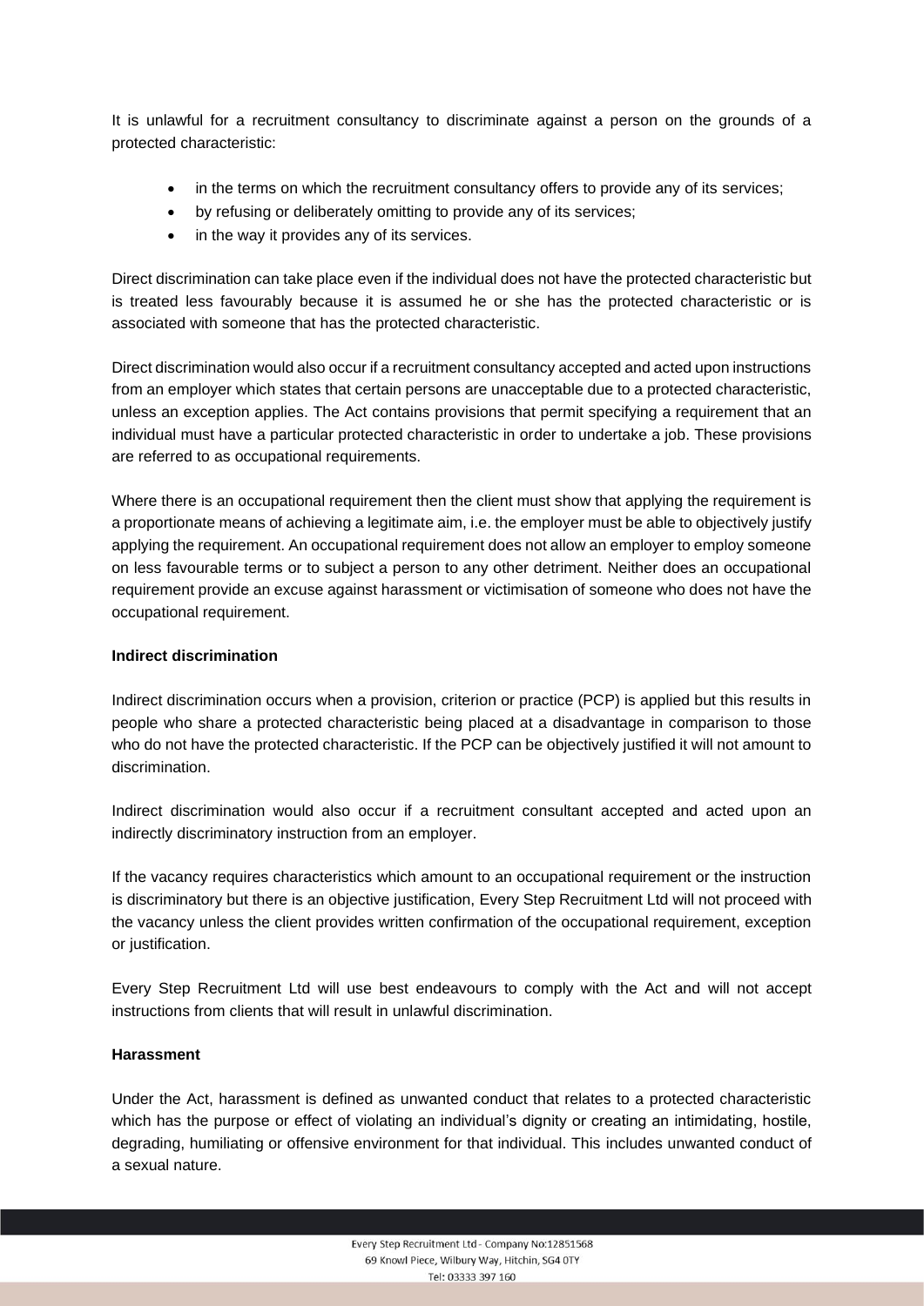It is unlawful for a recruitment consultancy to discriminate against a person on the grounds of a protected characteristic:

- in the terms on which the recruitment consultancy offers to provide any of its services;
- by refusing or deliberately omitting to provide any of its services;
- in the way it provides any of its services.

Direct discrimination can take place even if the individual does not have the protected characteristic but is treated less favourably because it is assumed he or she has the protected characteristic or is associated with someone that has the protected characteristic.

Direct discrimination would also occur if a recruitment consultancy accepted and acted upon instructions from an employer which states that certain persons are unacceptable due to a protected characteristic, unless an exception applies. The Act contains provisions that permit specifying a requirement that an individual must have a particular protected characteristic in order to undertake a job. These provisions are referred to as occupational requirements.

Where there is an occupational requirement then the client must show that applying the requirement is a proportionate means of achieving a legitimate aim, i.e. the employer must be able to objectively justify applying the requirement. An occupational requirement does not allow an employer to employ someone on less favourable terms or to subject a person to any other detriment. Neither does an occupational requirement provide an excuse against harassment or victimisation of someone who does not have the occupational requirement.

**Indirect discrimination**

Indirect discrimination occurs when a provision, criterion or practice (PCP) is applied but this results in people who share a protected characteristic being placed at a disadvantage in comparison to those who do not have the protected characteristic. If the PCP can be objectively justified it will not amount to discrimination.

Indirect discrimination would also occur if a recruitment consultant accepted and acted upon an indirectly discriminatory instruction from an employer.

If the vacancy requires characteristics which amount to an occupational requirement or the instruction is discriminatory but there is an objective justification, Every Step Recruitment Ltd will not proceed with the vacancy unless the client provides written confirmation of the occupational requirement, exception or justification.

Every Step Recruitment Ltd will use best endeavours to comply with the Act and will not accept instructions from clients that will result in unlawful discrimination.

**Harassment**

Under the Act, harassment is defined as unwanted conduct that relates to a protected characteristic which has the purpose or effect of violating an individual's dignity or creating an intimidating, hostile, degrading, humiliating or offensive environment for that individual. This includes unwanted conduct of a sexual nature.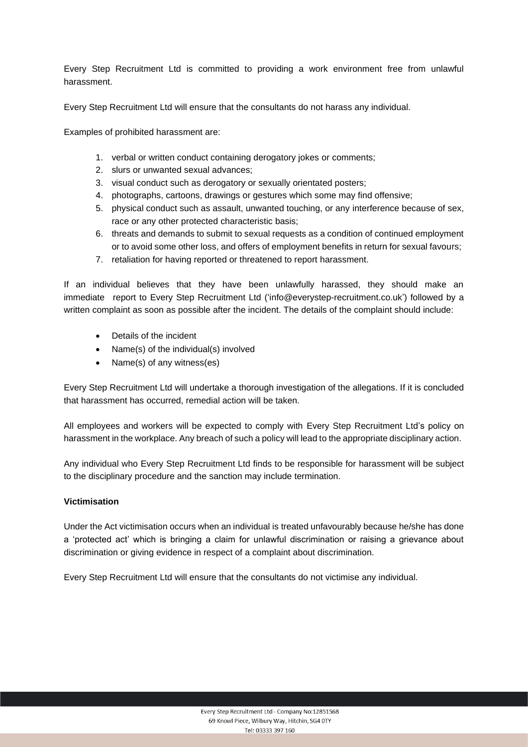Every Step Recruitment Ltd is committed to providing a work environment free from unlawful harassment.

Every Step Recruitment Ltd will ensure that the consultants do not harass any individual.

Examples of prohibited harassment are:

1. verbal or written conduct containing derogatory jokes or comments;
2. slurs or unwanted sexual advances;
3. visual conduct such as derogatory or sexually orientated posters;
4. photographs, cartoons, drawings or gestures which some may find offensive;
5. physical conduct such as assault, unwanted touching, or any interference because of sex, race or any other protected characteristic basis;
6. threats and demands to submit to sexual requests as a condition of continued employment or to avoid some other loss, and offers of employment benefits in return for sexual favours;
7. retaliation for having reported or threatened to report harassment.

If an individual believes that they have been unlawfully harassed, they should make an immediate report to Every Step Recruitment Ltd ('info@everystep-recruitment.co.uk') followed by a written complaint as soon as possible after the incident. The details of the complaint should include:

- Details of the incident
- Name(s) of the individual(s) involved
- Name(s) of any witness(es)

Every Step Recruitment Ltd will undertake a thorough investigation of the allegations. If it is concluded that harassment has occurred, remedial action will be taken.

All employees and workers will be expected to comply with Every Step Recruitment Ltd's policy on harassment in the workplace. Any breach of such a policy will lead to the appropriate disciplinary action.

Any individual who Every Step Recruitment Ltd finds to be responsible for harassment will be subject to the disciplinary procedure and the sanction may include termination.

**Victimisation**

Under the Act victimisation occurs when an individual is treated unfavourably because he/she has done a 'protected act' which is bringing a claim for unlawful discrimination or raising a grievance about discrimination or giving evidence in respect of a complaint about discrimination.

Every Step Recruitment Ltd will ensure that the consultants do not victimise any individual.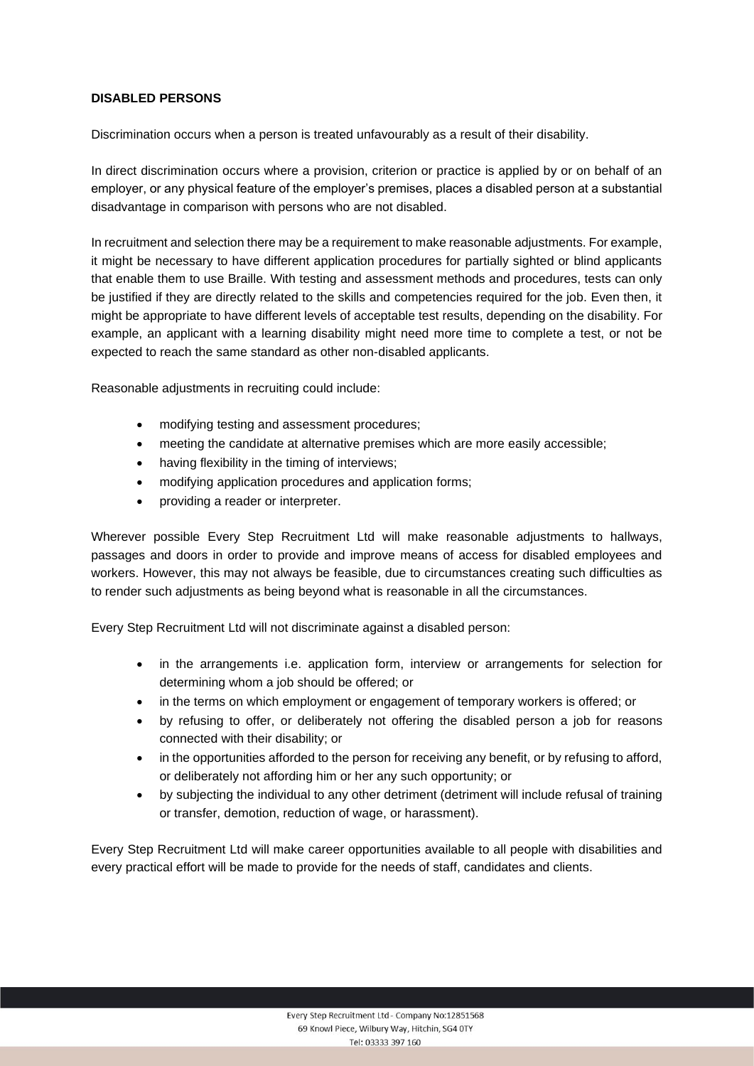**DISABLED PERSONS**

Discrimination occurs when a person is treated unfavourably as a result of their disability.

In direct discrimination occurs where a provision, criterion or practice is applied by or on behalf of an employer, or any physical feature of the employer's premises, places a disabled person at a substantial disadvantage in comparison with persons who are not disabled.

In recruitment and selection there may be a requirement to make reasonable adjustments. For example, it might be necessary to have different application procedures for partially sighted or blind applicants that enable them to use Braille. With testing and assessment methods and procedures, tests can only be justified if they are directly related to the skills and competencies required for the job. Even then, it might be appropriate to have different levels of acceptable test results, depending on the disability. For example, an applicant with a learning disability might need more time to complete a test, or not be expected to reach the same standard as other non-disabled applicants.

Reasonable adjustments in recruiting could include:

- modifying testing and assessment procedures;
- meeting the candidate at alternative premises which are more easily accessible;
- having flexibility in the timing of interviews;
- modifying application procedures and application forms;
- providing a reader or interpreter.

Wherever possible Every Step Recruitment Ltd will make reasonable adjustments to hallways, passages and doors in order to provide and improve means of access for disabled employees and workers. However, this may not always be feasible, due to circumstances creating such difficulties as to render such adjustments as being beyond what is reasonable in all the circumstances.

Every Step Recruitment Ltd will not discriminate against a disabled person:

- in the arrangements i.e. application form, interview or arrangements for selection for determining whom a job should be offered; or
- in the terms on which employment or engagement of temporary workers is offered; or
- by refusing to offer, or deliberately not offering the disabled person a job for reasons connected with their disability; or
- in the opportunities afforded to the person for receiving any benefit, or by refusing to afford, or deliberately not affording him or her any such opportunity; or
- by subjecting the individual to any other detriment (detriment will include refusal of training or transfer, demotion, reduction of wage, or harassment).

Every Step Recruitment Ltd will make career opportunities available to all people with disabilities and every practical effort will be made to provide for the needs of staff, candidates and clients.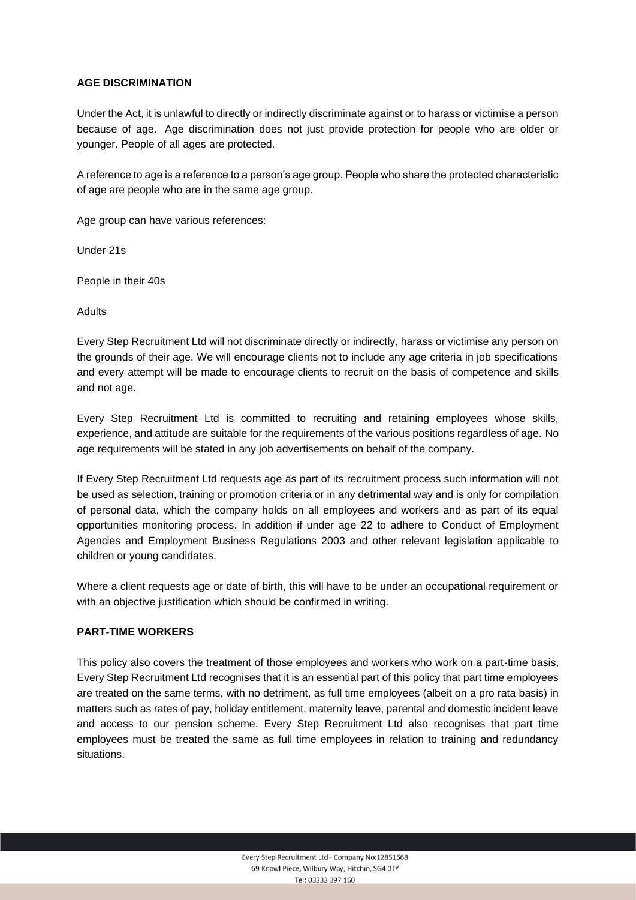**AGE DISCRIMINATION**

Under the Act, it is unlawful to directly or indirectly discriminate against or to harass or victimise a person because of age. Age discrimination does not just provide protection for people who are older or younger. People of all ages are protected.

A reference to age is a reference to a person's age group. People who share the protected characteristic of age are people who are in the same age group.

Age group can have various references:

Under 21s

People in their 40s

Adults

Every Step Recruitment Ltd will not discriminate directly or indirectly, harass or victimise any person on the grounds of their age. We will encourage clients not to include any age criteria in job specifications and every attempt will be made to encourage clients to recruit on the basis of competence and skills and not age.

Every Step Recruitment Ltd is committed to recruiting and retaining employees whose skills, experience, and attitude are suitable for the requirements of the various positions regardless of age. No age requirements will be stated in any job advertisements on behalf of the company.

If Every Step Recruitment Ltd requests age as part of its recruitment process such information will not be used as selection, training or promotion criteria or in any detrimental way and is only for compilation of personal data, which the company holds on all employees and workers and as part of its equal opportunities monitoring process. In addition if under age 22 to adhere to Conduct of Employment Agencies and Employment Business Regulations 2003 and other relevant legislation applicable to children or young candidates.

Where a client requests age or date of birth, this will have to be under an occupational requirement or with an objective justification which should be confirmed in writing.

**PART-TIME WORKERS**

This policy also covers the treatment of those employees and workers who work on a part-time basis, Every Step Recruitment Ltd recognises that it is an essential part of this policy that part time employees are treated on the same terms, with no detriment, as full time employees (albeit on a pro rata basis) in matters such as rates of pay, holiday entitlement, maternity leave, parental and domestic incident leave and access to our pension scheme. Every Step Recruitment Ltd also recognises that part time employees must be treated the same as full time employees in relation to training and redundancy situations.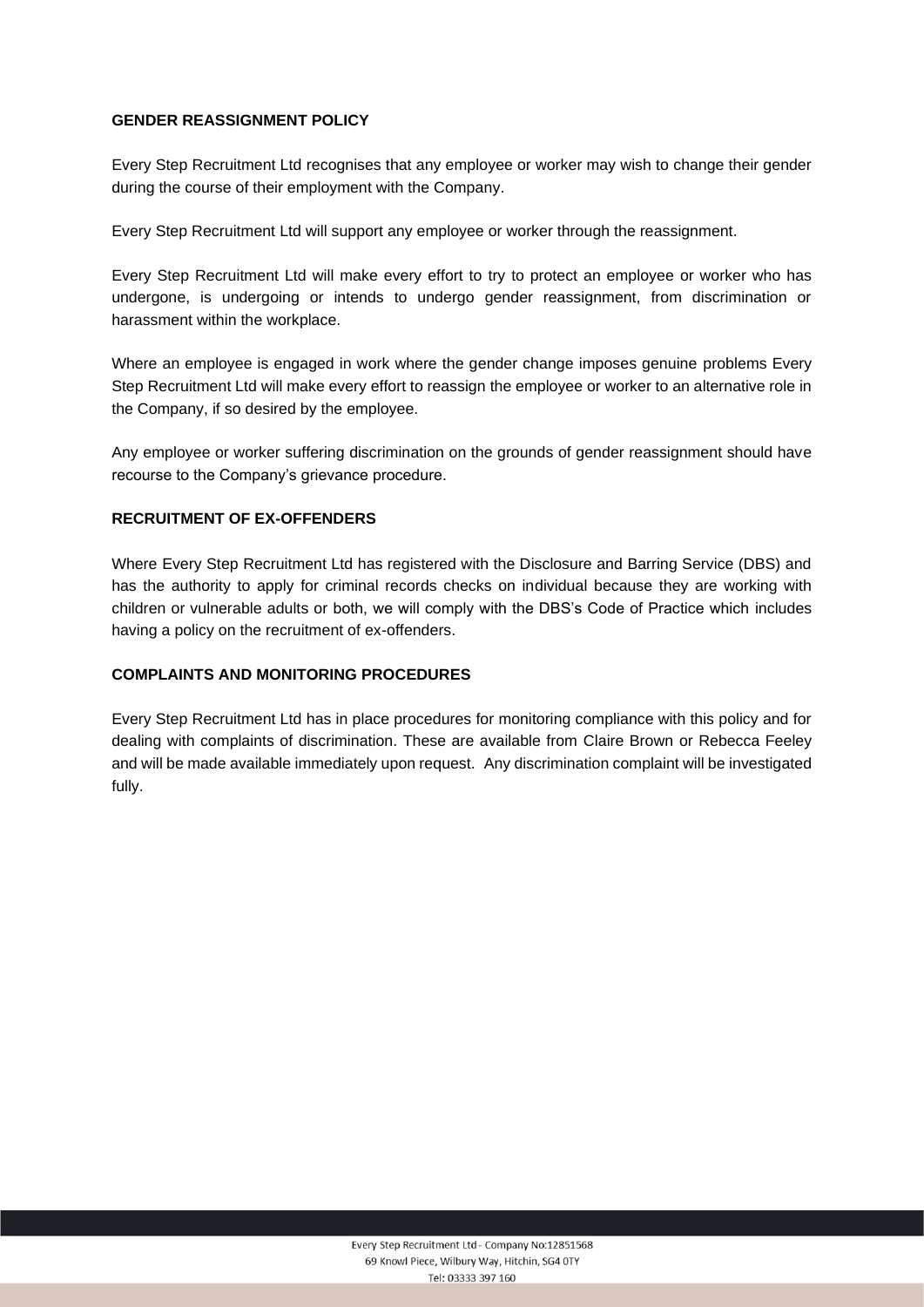**GENDER REASSIGNMENT POLICY**

Every Step Recruitment Ltd recognises that any employee or worker may wish to change their gender during the course of their employment with the Company.

Every Step Recruitment Ltd will support any employee or worker through the reassignment.

Every Step Recruitment Ltd will make every effort to try to protect an employee or worker who has undergone, is undergoing or intends to undergo gender reassignment, from discrimination or harassment within the workplace.

Where an employee is engaged in work where the gender change imposes genuine problems Every Step Recruitment Ltd will make every effort to reassign the employee or worker to an alternative role in the Company, if so desired by the employee.

Any employee or worker suffering discrimination on the grounds of gender reassignment should have recourse to the Company's grievance procedure.

**RECRUITMENT OF EX-OFFENDERS**

Where Every Step Recruitment Ltd has registered with the Disclosure and Barring Service (DBS) and has the authority to apply for criminal records checks on individual because they are working with children or vulnerable adults or both, we will comply with the DBS's Code of Practice which includes having a policy on the recruitment of ex-offenders.

**COMPLAINTS AND MONITORING PROCEDURES**

Every Step Recruitment Ltd has in place procedures for monitoring compliance with this policy and for dealing with complaints of discrimination. These are available from Claire Brown or Rebecca Feeley and will be made available immediately upon request. Any discrimination complaint will be investigated fully.